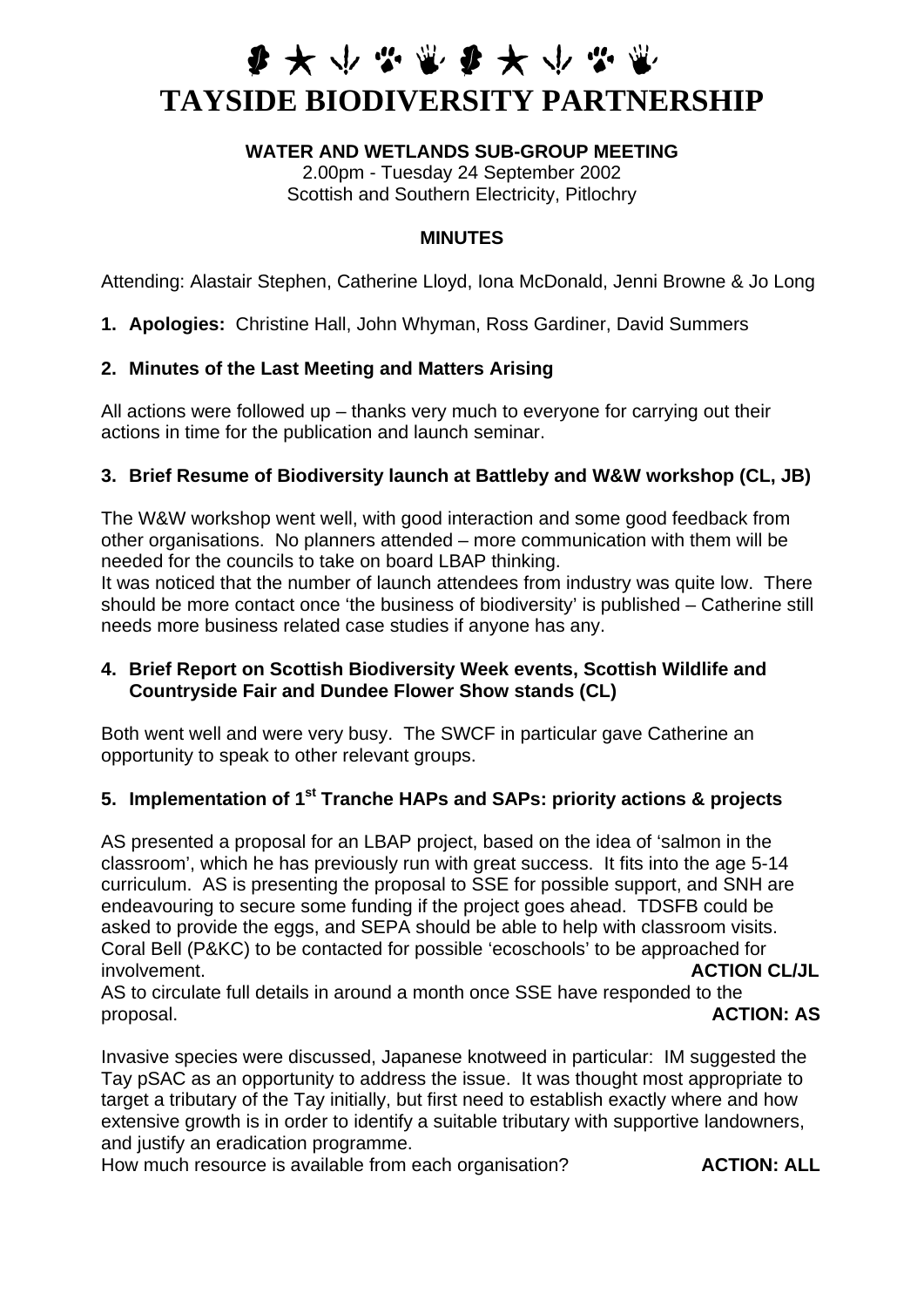# TAYSIDE BIODIVERSITY PARTNERSHIP

**WATER AND WETLANDS SUB-GROUP MEETING**

2.00pm - Tuesday 24 September 2002
Scottish and Southern Electricity, Pitlochry

**MINUTES**

Attending: Alastair Stephen, Catherine Lloyd, Iona McDonald, Jenni Browne & Jo Long

**1. Apologies:** Christine Hall, John Whyman, Ross Gardiner, David Summers

**2. Minutes of the Last Meeting and Matters Arising**

All actions were followed up – thanks very much to everyone for carrying out their actions in time for the publication and launch seminar.

**3. Brief Resume of Biodiversity launch at Battleby and W&W workshop (CL, JB)**

The W&W workshop went well, with good interaction and some good feedback from other organisations. No planners attended – more communication with them will be needed for the councils to take on board LBAP thinking.
It was noticed that the number of launch attendees from industry was quite low. There should be more contact once 'the business of biodiversity' is published – Catherine still needs more business related case studies if anyone has any.

**4. Brief Report on Scottish Biodiversity Week events, Scottish Wildlife and Countryside Fair and Dundee Flower Show stands (CL)**

Both went well and were very busy. The SWCF in particular gave Catherine an opportunity to speak to other relevant groups.

**5. Implementation of 1st Tranche HAPs and SAPs: priority actions & projects**

AS presented a proposal for an LBAP project, based on the idea of 'salmon in the classroom', which he has previously run with great success. It fits into the age 5-14 curriculum. AS is presenting the proposal to SSE for possible support, and SNH are endeavouring to secure some funding if the project goes ahead. TDSFB could be asked to provide the eggs, and SEPA should be able to help with classroom visits. Coral Bell (P&KC) to be contacted for possible 'ecoschools' to be approached for involvement. **ACTION CL/JL**

AS to circulate full details in around a month once SSE have responded to the proposal. **ACTION: AS**

Invasive species were discussed, Japanese knotweed in particular: IM suggested the Tay pSAC as an opportunity to address the issue. It was thought most appropriate to target a tributary of the Tay initially, but first need to establish exactly where and how extensive growth is in order to identify a suitable tributary with supportive landowners, and justify an eradication programme.

How much resource is available from each organisation? **ACTION: ALL**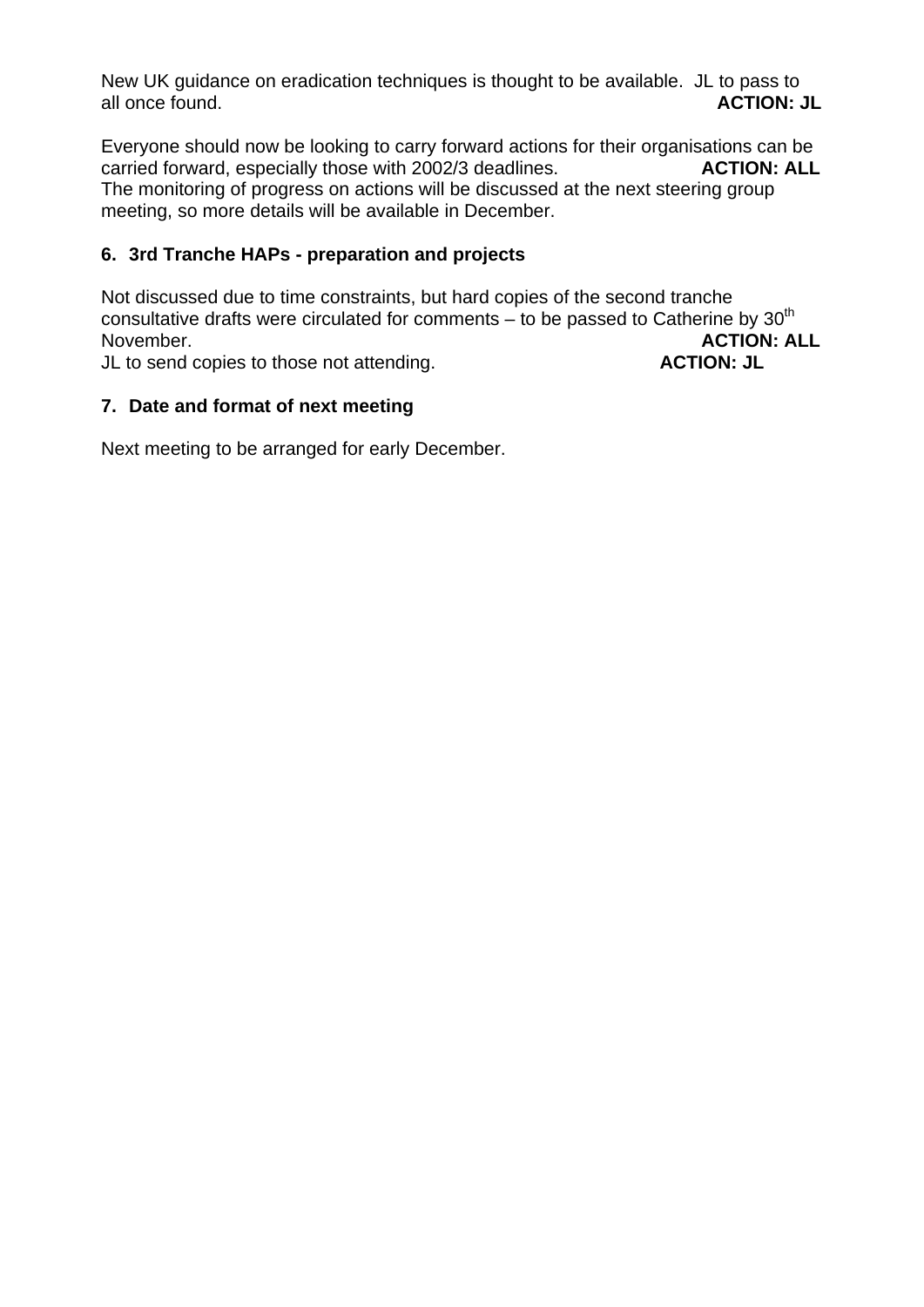New UK guidance on eradication techniques is thought to be available. JL to pass to all once found. **ACTION: JL**

Everyone should now be looking to carry forward actions for their organisations can be carried forward, especially those with 2002/3 deadlines. **ACTION: ALL**
The monitoring of progress on actions will be discussed at the next steering group meeting, so more details will be available in December.

### 6. 3rd Tranche HAPs - preparation and projects

Not discussed due to time constraints, but hard copies of the second tranche consultative drafts were circulated for comments – to be passed to Catherine by 30th November. **ACTION: ALL**
JL to send copies to those not attending. **ACTION: JL**

### 7. Date and format of next meeting

Next meeting to be arranged for early December.